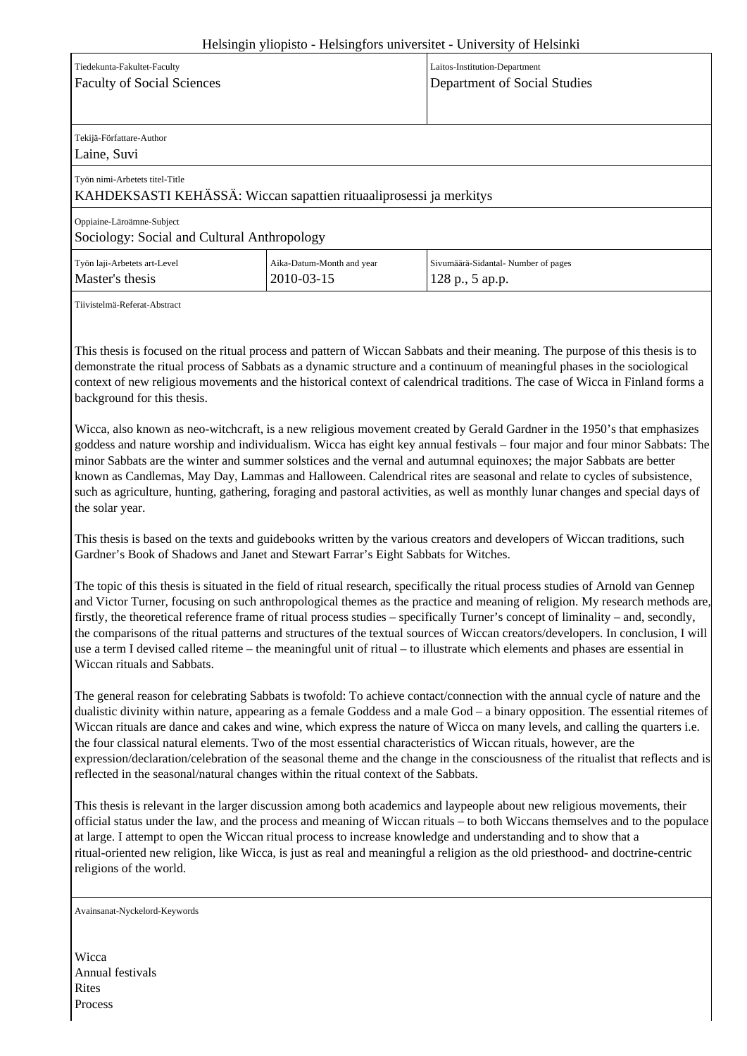Helsingin yliopisto - Helsingfors universitet - University of Helsinki

| Tiedekunta-Fakultet-Faculty | | Laitos-Institution-Department |
|---|---|---|
| Faculty of Social Sciences | | Department of Social Studies |
| Tekijä-Författare-Author | | |
| Laine, Suvi | | |
| Työn nimi-Arbetets titel-Title | | |
| KAHDEKSASTI KEHÄSSÄ: Wiccan sapattien rituaaliprosessi ja merkitys | | |
| Oppiaine-Läroämne-Subject | | |
| Sociology: Social and Cultural Anthropology | | |
| Työn laji-Arbetets art-Level | Aika-Datum-Month and year | Sivumäärä-Sidantal- Number of pages |
| Master's thesis | 2010-03-15 | 128 p., 5 ap.p. |

Tiivistelmä-Referat-Abstract

This thesis is focused on the ritual process and pattern of Wiccan Sabbats and their meaning. The purpose of this thesis is to demonstrate the ritual process of Sabbats as a dynamic structure and a continuum of meaningful phases in the sociological context of new religious movements and the historical context of calendrical traditions. The case of Wicca in Finland forms a background for this thesis.

Wicca, also known as neo-witchcraft, is a new religious movement created by Gerald Gardner in the 1950's that emphasizes goddess and nature worship and individualism. Wicca has eight key annual festivals – four major and four minor Sabbats: The minor Sabbats are the winter and summer solstices and the vernal and autumnal equinoxes; the major Sabbats are better known as Candlemas, May Day, Lammas and Halloween. Calendrical rites are seasonal and relate to cycles of subsistence, such as agriculture, hunting, gathering, foraging and pastoral activities, as well as monthly lunar changes and special days of the solar year.

This thesis is based on the texts and guidebooks written by the various creators and developers of Wiccan traditions, such Gardner's Book of Shadows and Janet and Stewart Farrar's Eight Sabbats for Witches.

The topic of this thesis is situated in the field of ritual research, specifically the ritual process studies of Arnold van Gennep and Victor Turner, focusing on such anthropological themes as the practice and meaning of religion. My research methods are, firstly, the theoretical reference frame of ritual process studies – specifically Turner's concept of liminality – and, secondly, the comparisons of the ritual patterns and structures of the textual sources of Wiccan creators/developers. In conclusion, I will use a term I devised called riteme – the meaningful unit of ritual – to illustrate which elements and phases are essential in Wiccan rituals and Sabbats.

The general reason for celebrating Sabbats is twofold: To achieve contact/connection with the annual cycle of nature and the dualistic divinity within nature, appearing as a female Goddess and a male God – a binary opposition. The essential ritemes of Wiccan rituals are dance and cakes and wine, which express the nature of Wicca on many levels, and calling the quarters i.e. the four classical natural elements. Two of the most essential characteristics of Wiccan rituals, however, are the expression/declaration/celebration of the seasonal theme and the change in the consciousness of the ritualist that reflects and is reflected in the seasonal/natural changes within the ritual context of the Sabbats.

This thesis is relevant in the larger discussion among both academics and laypeople about new religious movements, their official status under the law, and the process and meaning of Wiccan rituals – to both Wiccans themselves and to the populace at large. I attempt to open the Wiccan ritual process to increase knowledge and understanding and to show that a ritual-oriented new religion, like Wicca, is just as real and meaningful a religion as the old priesthood- and doctrine-centric religions of the world.

Avainsanat-Nyckelord-Keywords

Wicca
Annual festivals
Rites
Process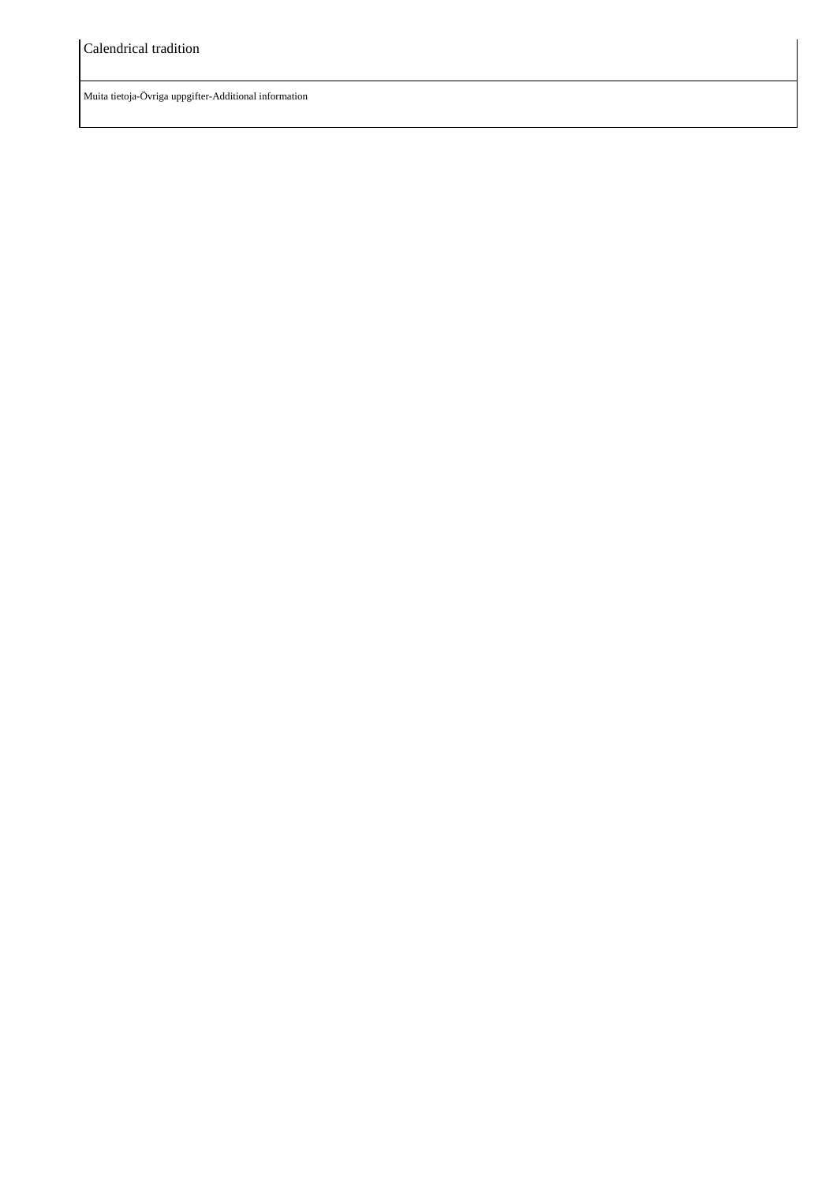Calendrical tradition

Muita tietoja-Övriga uppgifter-Additional information